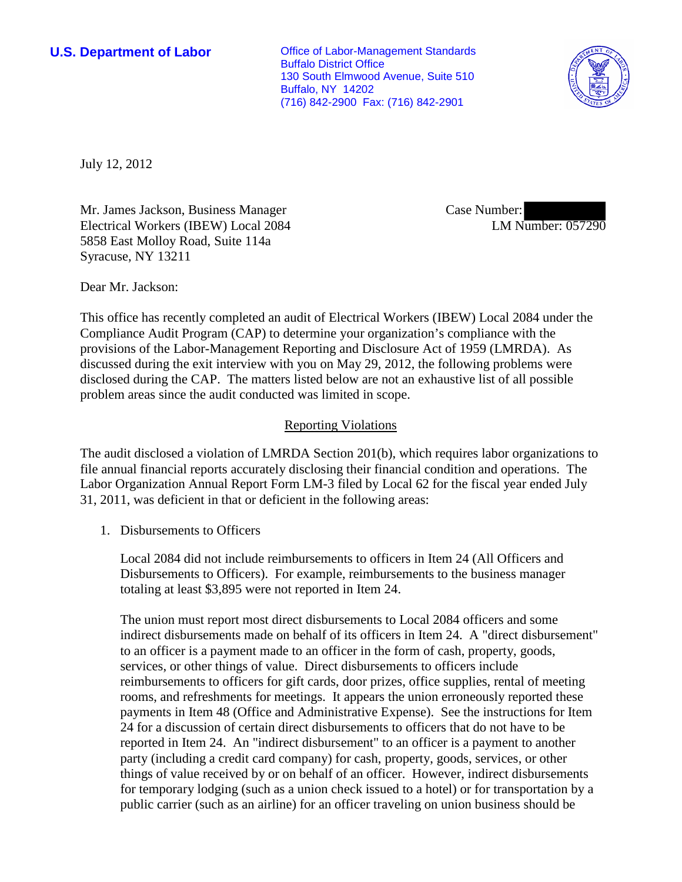**U.S. Department of Labor**

Office of Labor-Management Standards
Buffalo District Office
130 South Elmwood Avenue, Suite 510
Buffalo, NY 14202
(716) 842-2900 Fax: (716) 842-2901

July 12, 2012

Mr. James Jackson, Business Manager
Electrical Workers (IBEW) Local 2084
5858 East Molloy Road, Suite 114a
Syracuse, NY 13211

Case Number:
LM Number: 057290

Dear Mr. Jackson:

This office has recently completed an audit of Electrical Workers (IBEW) Local 2084 under the Compliance Audit Program (CAP) to determine your organization's compliance with the provisions of the Labor-Management Reporting and Disclosure Act of 1959 (LMRDA). As discussed during the exit interview with you on May 29, 2012, the following problems were disclosed during the CAP. The matters listed below are not an exhaustive list of all possible problem areas since the audit conducted was limited in scope.

## Reporting Violations

The audit disclosed a violation of LMRDA Section 201(b), which requires labor organizations to file annual financial reports accurately disclosing their financial condition and operations. The Labor Organization Annual Report Form LM-3 filed by Local 62 for the fiscal year ended July 31, 2011, was deficient in that or deficient in the following areas:

1. Disbursements to Officers

   Local 2084 did not include reimbursements to officers in Item 24 (All Officers and Disbursements to Officers). For example, reimbursements to the business manager totaling at least $3,895 were not reported in Item 24.

   The union must report most direct disbursements to Local 2084 officers and some indirect disbursements made on behalf of its officers in Item 24. A "direct disbursement" to an officer is a payment made to an officer in the form of cash, property, goods, services, or other things of value. Direct disbursements to officers include reimbursements to officers for gift cards, door prizes, office supplies, rental of meeting rooms, and refreshments for meetings. It appears the union erroneously reported these payments in Item 48 (Office and Administrative Expense). See the instructions for Item 24 for a discussion of certain direct disbursements to officers that do not have to be reported in Item 24. An "indirect disbursement" to an officer is a payment to another party (including a credit card company) for cash, property, goods, services, or other things of value received by or on behalf of an officer. However, indirect disbursements for temporary lodging (such as a union check issued to a hotel) or for transportation by a public carrier (such as an airline) for an officer traveling on union business should be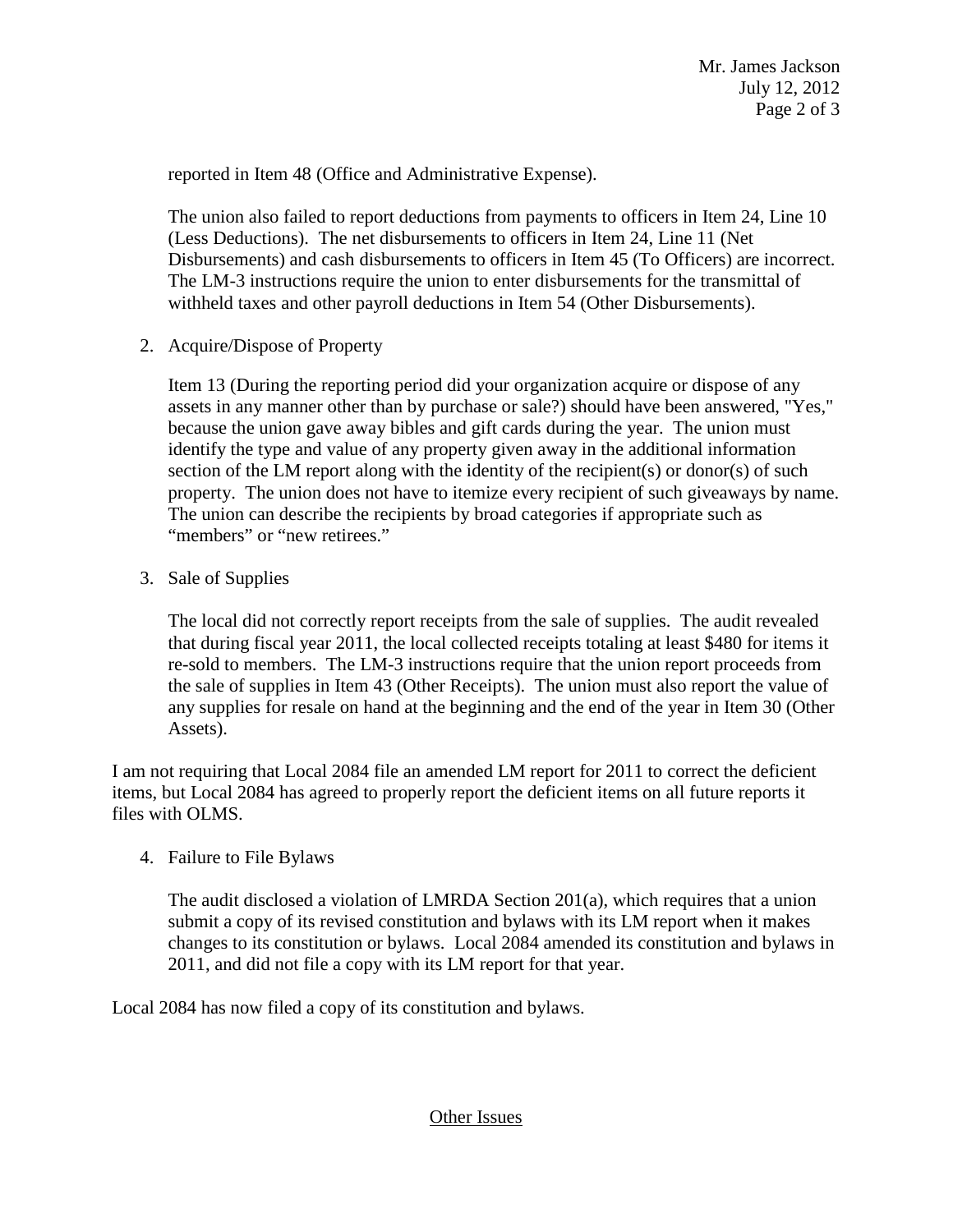reported in Item 48 (Office and Administrative Expense).

The union also failed to report deductions from payments to officers in Item 24, Line 10 (Less Deductions). The net disbursements to officers in Item 24, Line 11 (Net Disbursements) and cash disbursements to officers in Item 45 (To Officers) are incorrect. The LM-3 instructions require the union to enter disbursements for the transmittal of withheld taxes and other payroll deductions in Item 54 (Other Disbursements).

2. Acquire/Dispose of Property

   Item 13 (During the reporting period did your organization acquire or dispose of any assets in any manner other than by purchase or sale?) should have been answered, "Yes," because the union gave away bibles and gift cards during the year. The union must identify the type and value of any property given away in the additional information section of the LM report along with the identity of the recipient(s) or donor(s) of such property. The union does not have to itemize every recipient of such giveaways by name. The union can describe the recipients by broad categories if appropriate such as "members" or "new retirees."

3. Sale of Supplies

   The local did not correctly report receipts from the sale of supplies. The audit revealed that during fiscal year 2011, the local collected receipts totaling at least $480 for items it re-sold to members. The LM-3 instructions require that the union report proceeds from the sale of supplies in Item 43 (Other Receipts). The union must also report the value of any supplies for resale on hand at the beginning and the end of the year in Item 30 (Other Assets).

I am not requiring that Local 2084 file an amended LM report for 2011 to correct the deficient items, but Local 2084 has agreed to properly report the deficient items on all future reports it files with OLMS.

4. Failure to File Bylaws

   The audit disclosed a violation of LMRDA Section 201(a), which requires that a union submit a copy of its revised constitution and bylaws with its LM report when it makes changes to its constitution or bylaws. Local 2084 amended its constitution and bylaws in 2011, and did not file a copy with its LM report for that year.

Local 2084 has now filed a copy of its constitution and bylaws.

## Other Issues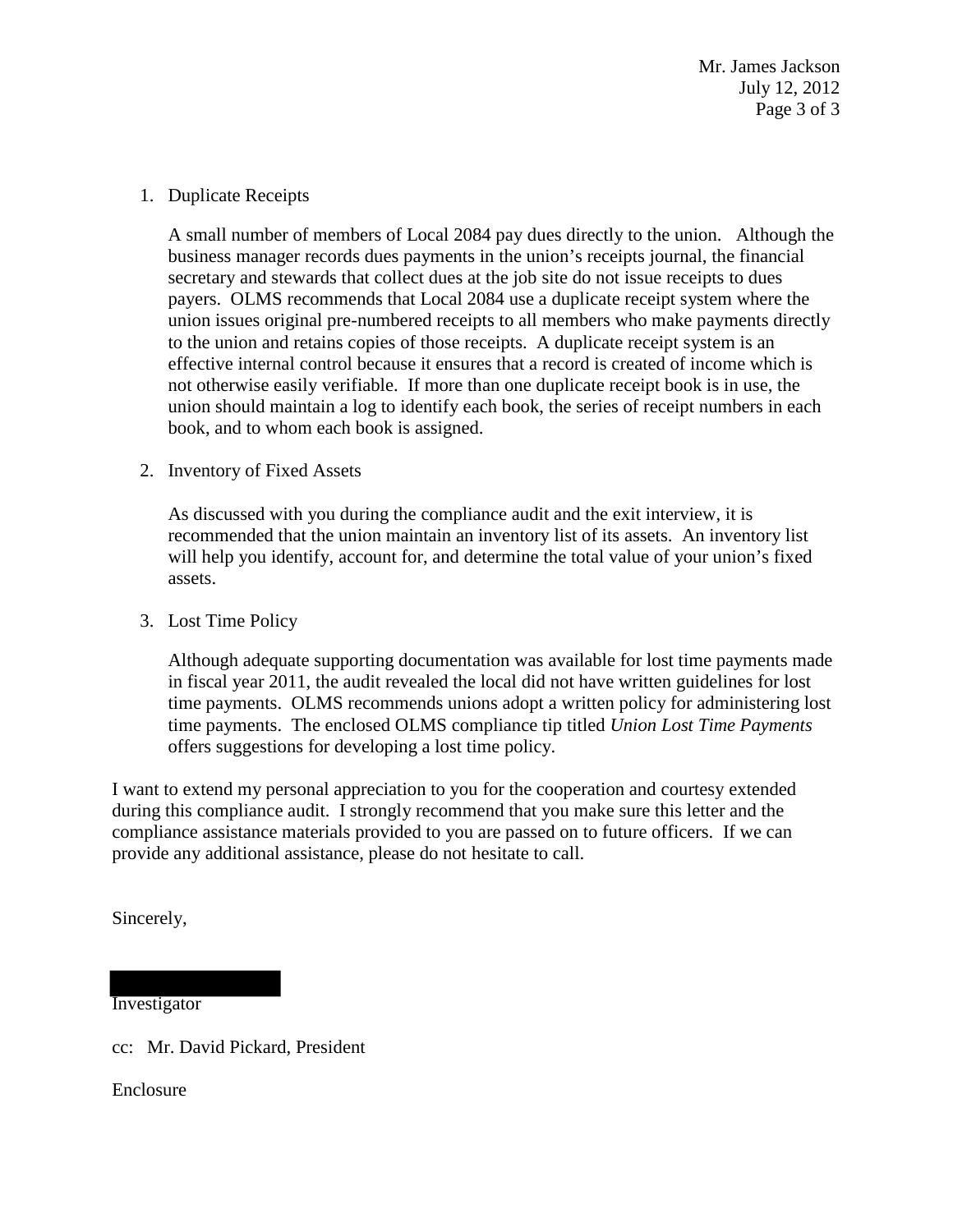1. Duplicate Receipts

   A small number of members of Local 2084 pay dues directly to the union. Although the business manager records dues payments in the union's receipts journal, the financial secretary and stewards that collect dues at the job site do not issue receipts to dues payers. OLMS recommends that Local 2084 use a duplicate receipt system where the union issues original pre-numbered receipts to all members who make payments directly to the union and retains copies of those receipts. A duplicate receipt system is an effective internal control because it ensures that a record is created of income which is not otherwise easily verifiable. If more than one duplicate receipt book is in use, the union should maintain a log to identify each book, the series of receipt numbers in each book, and to whom each book is assigned.

2. Inventory of Fixed Assets

   As discussed with you during the compliance audit and the exit interview, it is recommended that the union maintain an inventory list of its assets. An inventory list will help you identify, account for, and determine the total value of your union's fixed assets.

3. Lost Time Policy

   Although adequate supporting documentation was available for lost time payments made in fiscal year 2011, the audit revealed the local did not have written guidelines for lost time payments. OLMS recommends unions adopt a written policy for administering lost time payments. The enclosed OLMS compliance tip titled *Union Lost Time Payments* offers suggestions for developing a lost time policy.

I want to extend my personal appreciation to you for the cooperation and courtesy extended during this compliance audit. I strongly recommend that you make sure this letter and the compliance assistance materials provided to you are passed on to future officers. If we can provide any additional assistance, please do not hesitate to call.

Sincerely,

Investigator

cc: Mr. David Pickard, President

Enclosure